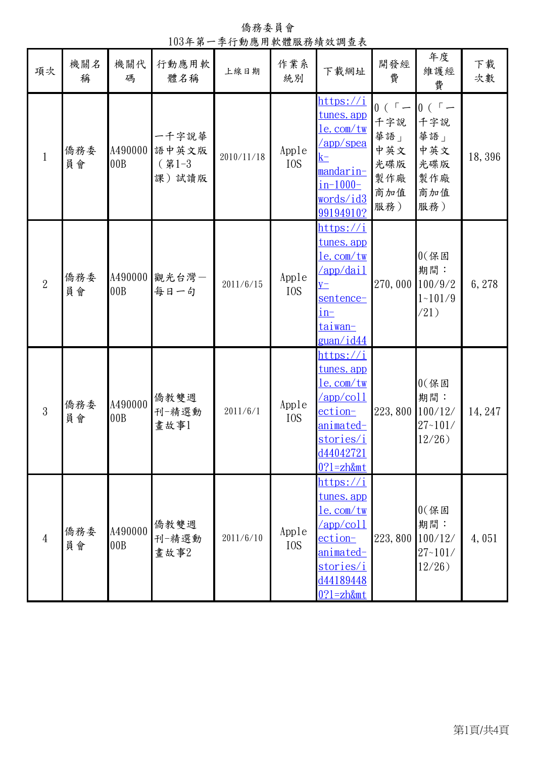# 僑務委員會

## 103年第一季行動應用軟體服務績效調查表

| 項次 | 機關名稱 | 機關代碼 | 行動應用軟體名稱 | 上線日期 | 作業系統別 | 下載網址 | 開發經費 | 年度維護經費 | 下載次數 |
|---|---|---|---|---|---|---|---|---|---|
| 1 | 僑務委員會 | A490000 00B | 一千字說華語中英文版（第1-3課）試讀版 | 2010/11/18 | Apple IOS | https://itunes.apple.com/tw/app/speak-mandarin-in-1000-words/id399194910? | 0（「一千字說華語」中英文光碟版製作廠商加值服務） | 0（「一千字說華語」中英文光碟版製作廠商加值服務） | 18,396 |
| 2 | 僑務委員會 | A490000 00B | 觀光台灣—每日一句 | 2011/6/15 | Apple IOS | https://itunes.apple.com/tw/app/daily-sentence-in-taiwan-guan/id44 | 270,000 | 0(保固期間：100/9/21~101/9/21) | 6,278 |
| 3 | 僑務委員會 | A490000 00B | 僑教雙週刊-精選動畫故事1 | 2011/6/1 | Apple IOS | https://itunes.apple.com/tw/app/collection-animated-stories/id440427210?l=zh&mt | 223,800 | 0(保固期間：100/12/27~101/12/26) | 14,247 |
| 4 | 僑務委員會 | A490000 00B | 僑教雙週刊-精選動畫故事2 | 2011/6/10 | Apple IOS | https://itunes.apple.com/tw/app/collection-animated-stories/id441894480?l=zh&mt | 223,800 | 0(保固期間：100/12/27~101/12/26) | 4,051 |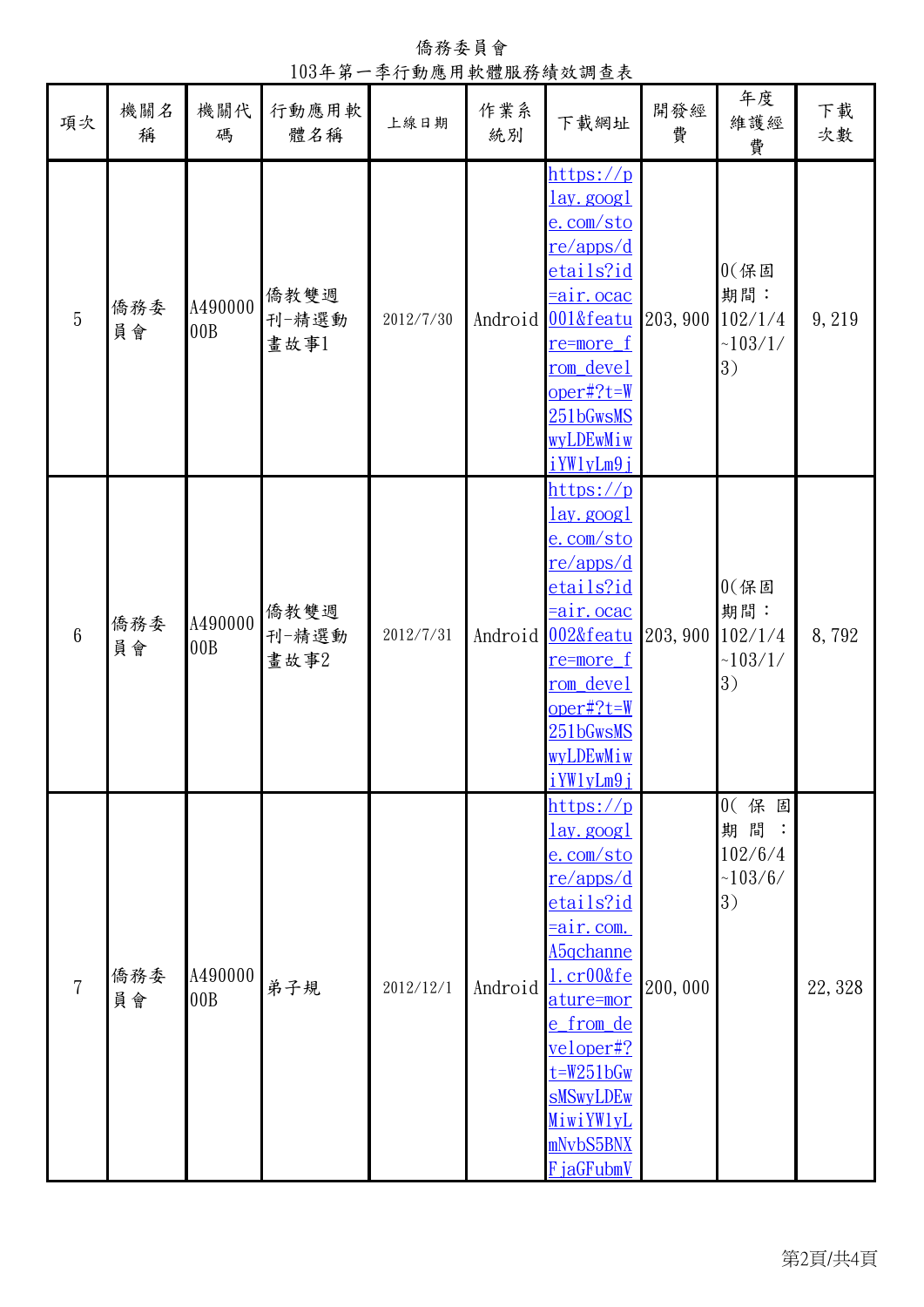僑務委員會

103年第一季行動應用軟體服務績效調查表

| 項次 | 機關名稱 | 機關代碼 | 行動應用軟體名稱 | 上線日期 | 作業系統別 | 下載網址 | 開發經費 | 年度維護經費 | 下載次數 |
|---|---|---|---|---|---|---|---|---|---|
| 5 | 僑務委員會 | A49000000B | 僑教雙週刊-精選動畫故事1 | 2012/7/30 | Android | https://play.google.com/store/apps/details?id=air.ocac001&feature=more_from_developer#?t=W251bGwsMSwyLDEwMiwiYW1yLm9j | 203,900 | 0(保固期間：102/1/4~103/1/3) | 9,219 |
| 6 | 僑務委員會 | A49000000B | 僑教雙週刊-精選動畫故事2 | 2012/7/31 | Android | https://play.google.com/store/apps/details?id=air.ocac002&feature=more_from_developer#?t=W251bGwsMSwyLDEwMiwiYW1yLm9j | 203,900 | 0(保固期間：102/1/4~103/1/3) | 8,792 |
| 7 | 僑務委員會 | A49000000B | 弟子規 | 2012/12/1 | Android | https://play.google.com/store/apps/details?id=air.com.A5qchannel.cr00&feature=more_from_developer#?t=W251bGwsMSwyLDEwMiwiYW1yLmNvbS5BNXFjaGFubV | 200,000 | 0(保固期間：102/6/4~103/6/3) | 22,328 |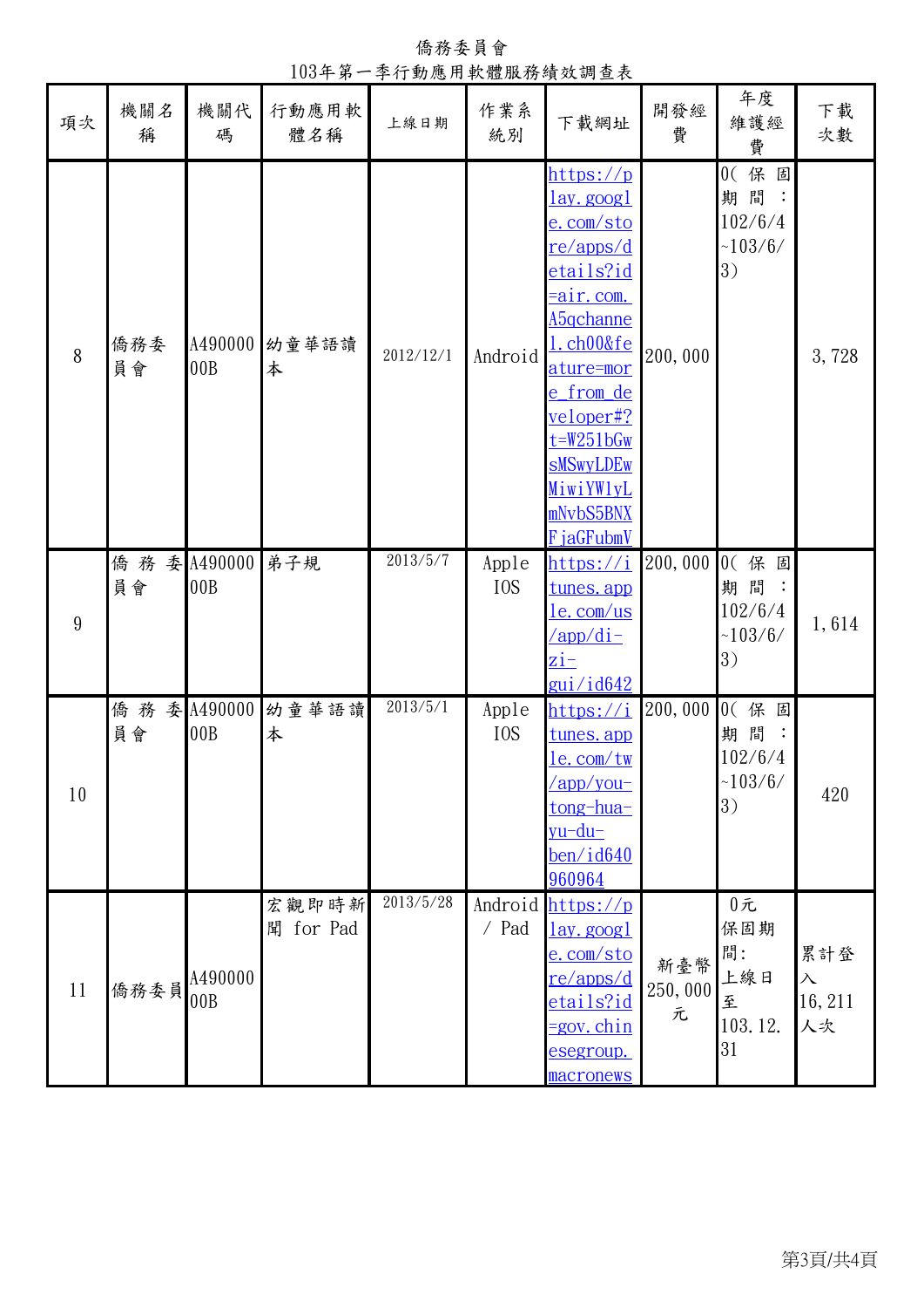僑務委員會

103年第一季行動應用軟體服務績效調查表

| 項次 | 機關名稱 | 機關代碼 | 行動應用軟體名稱 | 上線日期 | 作業系統別 | 下載網址 | 開發經費 | 年度維護經費 | 下載次數 |
|---|---|---|---|---|---|---|---|---|---|
| 8 | 僑務委員會 | A490000 00B | 幼童華語讀本 | 2012/12/1 | Android | https://play.google.com/store/apps/details?id=air.com.A5qchannel.ch00&feature=more_from_developer#?t=W251bGwsMSwyLDEwMiwiYW1yLmNvbS5BNXFjaGFubV | 200,000 | 0(保固期間：102/6/4~103/6/3) | 3,728 |
| 9 | 僑務委員會 | A490000 00B | 弟子規 | 2013/5/7 | Apple IOS | https://itunes.apple.com/us/app/di-zi-gui/id642 | 200,000 | 0(保固期間：102/6/4~103/6/3) | 1,614 |
| 10 | 僑務委員會 | A490000 00B | 幼童華語讀本 | 2013/5/1 | Apple IOS | https://itunes.apple.com/tw/app/you-tong-hua-yu-du-ben/id640960964 | 200,000 | 0(保固期間：102/6/4~103/6/3) | 420 |
| 11 | 僑務委員 | A490000 00B | 宏觀即時新聞 for Pad | 2013/5/28 | Android / Pad | https://play.google.com/store/apps/details?id=gov.chinesegroup.macronews | 新臺幣250,000元 | 0元 保固期間: 上線日至103.12.31 | 累計登入16,211人次 |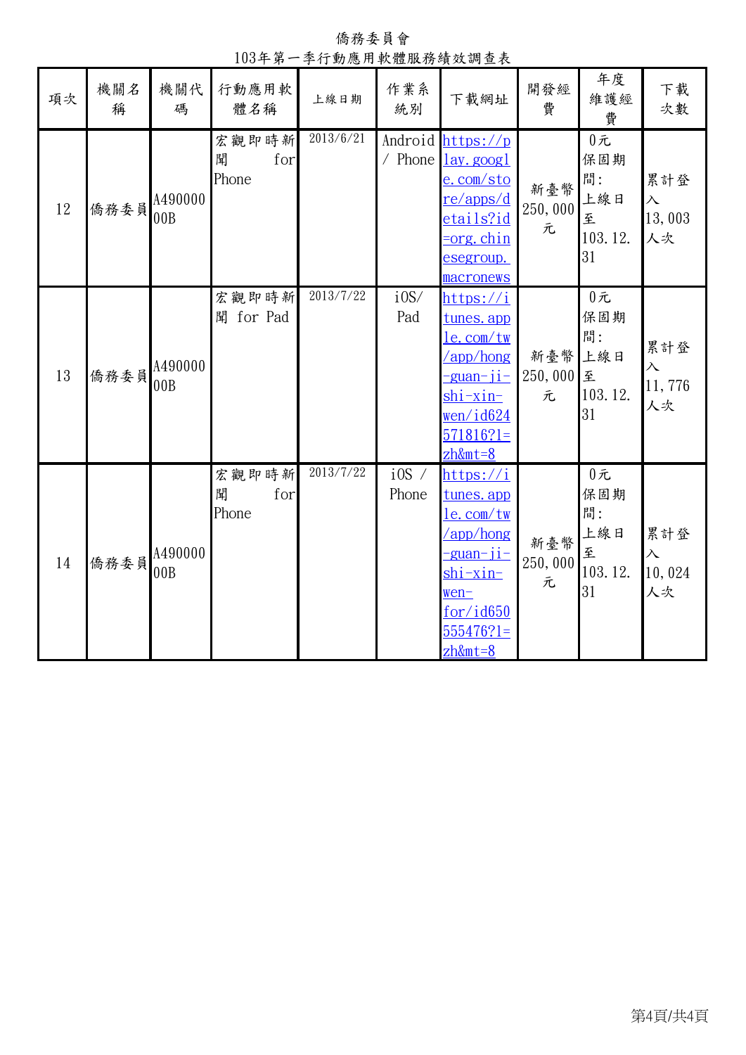僑務委員會

103年第一季行動應用軟體服務績效調查表

| 項次 | 機關名稱 | 機關代碼 | 行動應用軟體名稱 | 上線日期 | 作業系統別 | 下載網址 | 開發經費 | 年度維護經費 | 下載次數 |
|---|---|---|---|---|---|---|---|---|---|
| 12 | 僑務委員 | A49000000B | 宏觀即時新聞 for Phone | 2013/6/21 | Android / Phone | https://play.google.com/store/apps/details?id=org.chinesegroup.macronews | 新臺幣250,000元 | 0元 保固期間: 上線日至103.12.31 | 累計登入13,003人次 |
| 13 | 僑務委員 | A49000000B | 宏觀即時新聞 for Pad | 2013/7/22 | iOS/ Pad | https://itunes.apple.com/tw/app/hong-guan-ji-shi-xin-wen/id624571816?l=zh&mt=8 | 新臺幣250,000元 | 0元 保固期間: 上線日至103.12.31 | 累計登入11,776人次 |
| 14 | 僑務委員 | A49000000B | 宏觀即時新聞 for Phone | 2013/7/22 | iOS / Phone | https://itunes.apple.com/tw/app/hong-guan-ji-shi-xin-wen-for/id650555476?l=zh&mt=8 | 新臺幣250,000元 | 0元 保固期間: 上線日至103.12.31 | 累計登入10,024人次 |